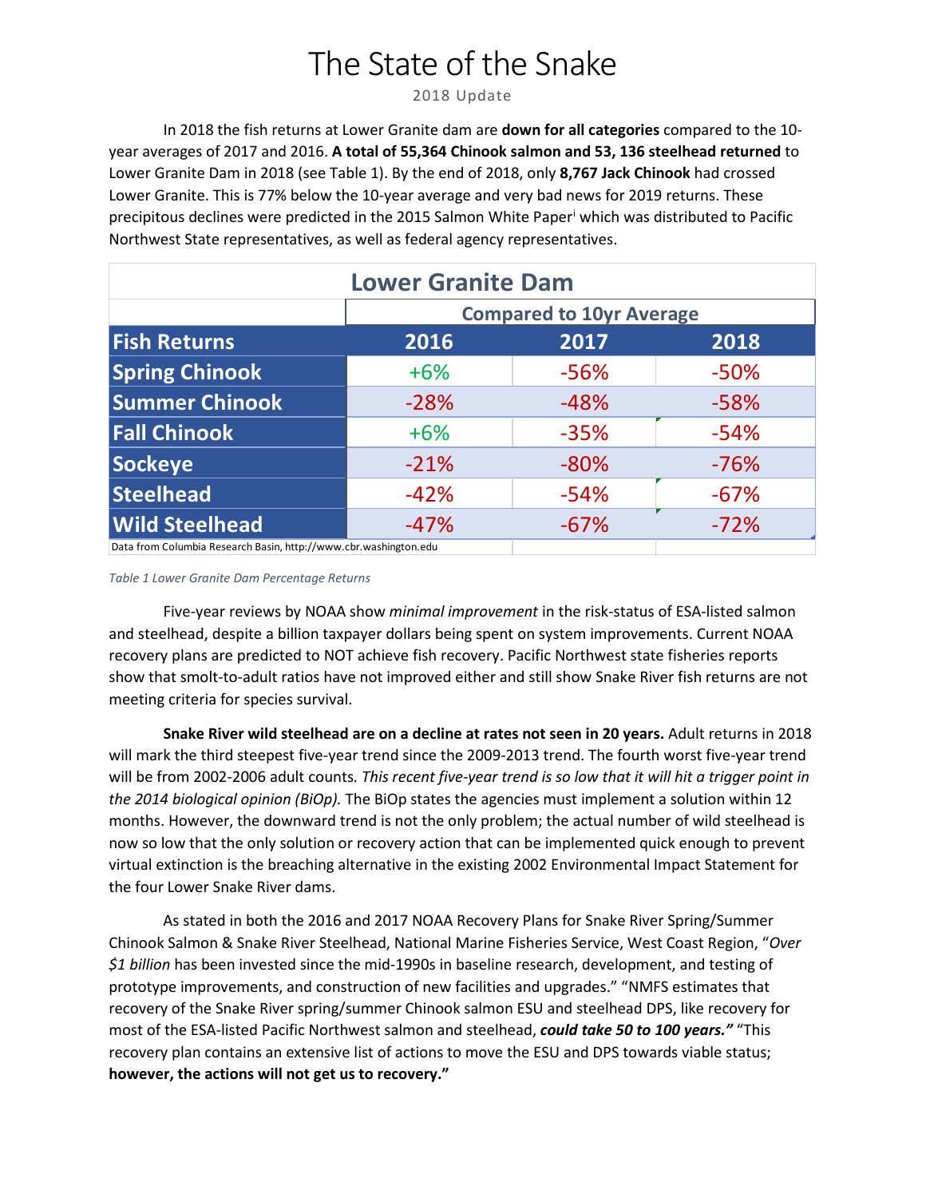# The State of the Snake

2018 Update

In 2018 the fish returns at Lower Granite dam are **down for all categories** compared to the 10-year averages of 2017 and 2016. **A total of 55,364 Chinook salmon and 53, 136 steelhead returned** to Lower Granite Dam in 2018 (see Table 1). By the end of 2018, only **8,767 Jack Chinook** had crossed Lower Granite. This is 77% below the 10-year average and very bad news for 2019 returns. These precipitous declines were predicted in the 2015 Salmon White Paper[i] which was distributed to Pacific Northwest State representatives, as well as federal agency representatives.

| Lower Granite Dam | | | |
|---|---|---|---|
| | Compared to 10yr Average | | |
| **Fish Returns** | **2016** | **2017** | **2018** |
| **Spring Chinook** | +6% | -56% | -50% |
| **Summer Chinook** | -28% | -48% | -58% |
| **Fall Chinook** | +6% | -35% | -54% |
| **Sockeye** | -21% | -80% | -76% |
| **Steelhead** | -42% | -54% | -67% |
| **Wild Steelhead** | -47% | -67% | -72% |

Data from Columbia Research Basin, http://www.cbr.washington.edu

*Table 1 Lower Granite Dam Percentage Returns*

Five-year reviews by NOAA show *minimal improvement* in the risk-status of ESA-listed salmon and steelhead, despite a billion taxpayer dollars being spent on system improvements. Current NOAA recovery plans are predicted to NOT achieve fish recovery. Pacific Northwest state fisheries reports show that smolt-to-adult ratios have not improved either and still show Snake River fish returns are not meeting criteria for species survival.

**Snake River wild steelhead are on a decline at rates not seen in 20 years.** Adult returns in 2018 will mark the third steepest five-year trend since the 2009-2013 trend. The fourth worst five-year trend will be from 2002-2006 adult counts. *This recent five-year trend is so low that it will hit a trigger point in the 2014 biological opinion (BiOp).* The BiOp states the agencies must implement a solution within 12 months. However, the downward trend is not the only problem; the actual number of wild steelhead is now so low that the only solution or recovery action that can be implemented quick enough to prevent virtual extinction is the breaching alternative in the existing 2002 Environmental Impact Statement for the four Lower Snake River dams.

As stated in both the 2016 and 2017 NOAA Recovery Plans for Snake River Spring/Summer Chinook Salmon & Snake River Steelhead, National Marine Fisheries Service, West Coast Region, "*Over $1 billion* has been invested since the mid-1990s in baseline research, development, and testing of prototype improvements, and construction of new facilities and upgrades." "NMFS estimates that recovery of the Snake River spring/summer Chinook salmon ESU and steelhead DPS, like recovery for most of the ESA-listed Pacific Northwest salmon and steelhead, ***could take 50 to 100 years."*** "This recovery plan contains an extensive list of actions to move the ESU and DPS towards viable status; **however, the actions will not get us to recovery."**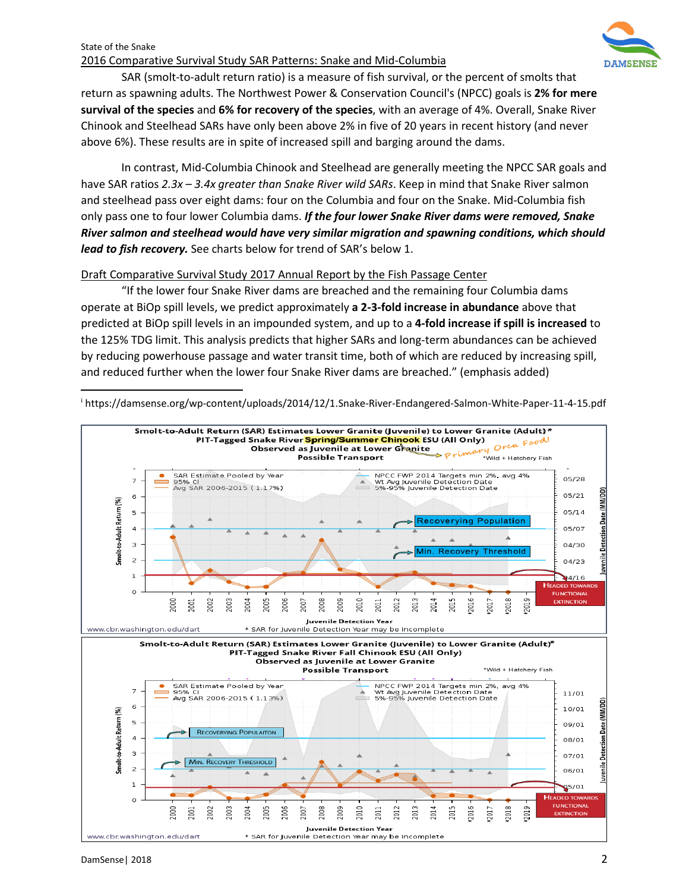## 2016 Comparative Survival Study SAR Patterns: Snake and Mid-Columbia

SAR (smolt-to-adult return ratio) is a measure of fish survival, or the percent of smolts that return as spawning adults. The Northwest Power & Conservation Council's (NPCC) goals is **2% for mere survival of the species** and **6% for recovery of the species**, with an average of 4%. Overall, Snake River Chinook and Steelhead SARs have only been above 2% in five of 20 years in recent history (and never above 6%). These results are in spite of increased spill and barging around the dams.

In contrast, Mid-Columbia Chinook and Steelhead are generally meeting the NPCC SAR goals and have SAR ratios *2.3x – 3.4x greater than Snake River wild SARs*. Keep in mind that Snake River salmon and steelhead pass over eight dams: four on the Columbia and four on the Snake. Mid-Columbia fish only pass one to four lower Columbia dams. ***If the four lower Snake River dams were removed, Snake River salmon and steelhead would have very similar migration and spawning conditions, which should lead to fish recovery.*** See charts below for trend of SAR's below 1.

## Draft Comparative Survival Study 2017 Annual Report by the Fish Passage Center

"If the lower four Snake River dams are breached and the remaining four Columbia dams operate at BiOp spill levels, we predict approximately **a 2-3-fold increase in abundance** above that predicted at BiOp spill levels in an impounded system, and up to a **4-fold increase if spill is increased** to the 125% TDG limit. This analysis predicts that higher SARs and long-term abundances can be achieved by reducing powerhouse passage and water transit time, both of which are reduced by increasing spill, and reduced further when the lower four Snake River dams are breached." (emphasis added)

---

i https://damsense.org/wp-content/uploads/2014/12/1.Snake-River-Endangered-Salmon-White-Paper-11-4-15.pdf

Smolt-to-Adult Return (SAR) Estimates Lower Granite (Juvenile) to Lower Granite (Adult)*
PIT-Tagged Snake River Spring/Summer Chinook ESU (All Only)
Observed as Juvenile at Lower Granite
Possible Transport
Primary Orca Food!
*Wild + Hatchery Fish
SAR Estimate Pooled by Year
95% CI
Avg SAR 2006-2015 ( 1.17%)
NPCC FWP 2014 Targets min 2%, avg 4%
Wt Avg Juvenile Detection Date
5%-95% Juvenile Detection Date
Recoverying Population
Min. Recovery Threshold
Headed Towards Functional Extinction
Smolt-to-Adult Return (%)
0 1 2 3 4 5 6 7
Juvenile Detection Date (MM/DD)
04/16 04/23 04/30 05/07 05/14 05/21 05/28
2000 2001 2002 2003 2004 2005 2006 2007 2008 2009 2010 2011 2012 2013 2014 2015 *2016 *2017 *2018 *2019
Juvenile Detection Year
www.cbr.washington.edu/dart
* SAR for Juvenile Detection Year may be Incomplete

Smolt-to-Adult Return (SAR) Estimates Lower Granite (Juvenile) to Lower Granite (Adult)*
PIT-Tagged Snake River Fall Chinook ESU (All Only)
Observed as Juvenile at Lower Granite
Possible Transport
*Wild + Hatchery Fish
SAR Estimate Pooled by Year
95% CI
Avg SAR 2006-2015 ( 1.13%)
NPCC FWP 2014 Targets min 2%, avg 4%
Wt Avg Juvenile Detection Date
5%-95% Juvenile Detection Date
Recovering Population
Min. Recovery Threshold
Headed Towards Functional Extinction
Smolt-to-Adult Return (%)
0 1 2 3 4 5 6 7
Juvenile Detection Date (MM/DD)
05/01 06/01 07/01 08/01 09/01 10/01 11/01
2000 2001 2002 2003 2004 2005 2006 2007 2008 2009 2010 2011 2012 2013 2014 2015 *2016 *2017 *2018 *2019
Juvenile Detection Year
www.cbr.washington.edu/dart
* SAR for Juvenile Detection Year may be Incomplete